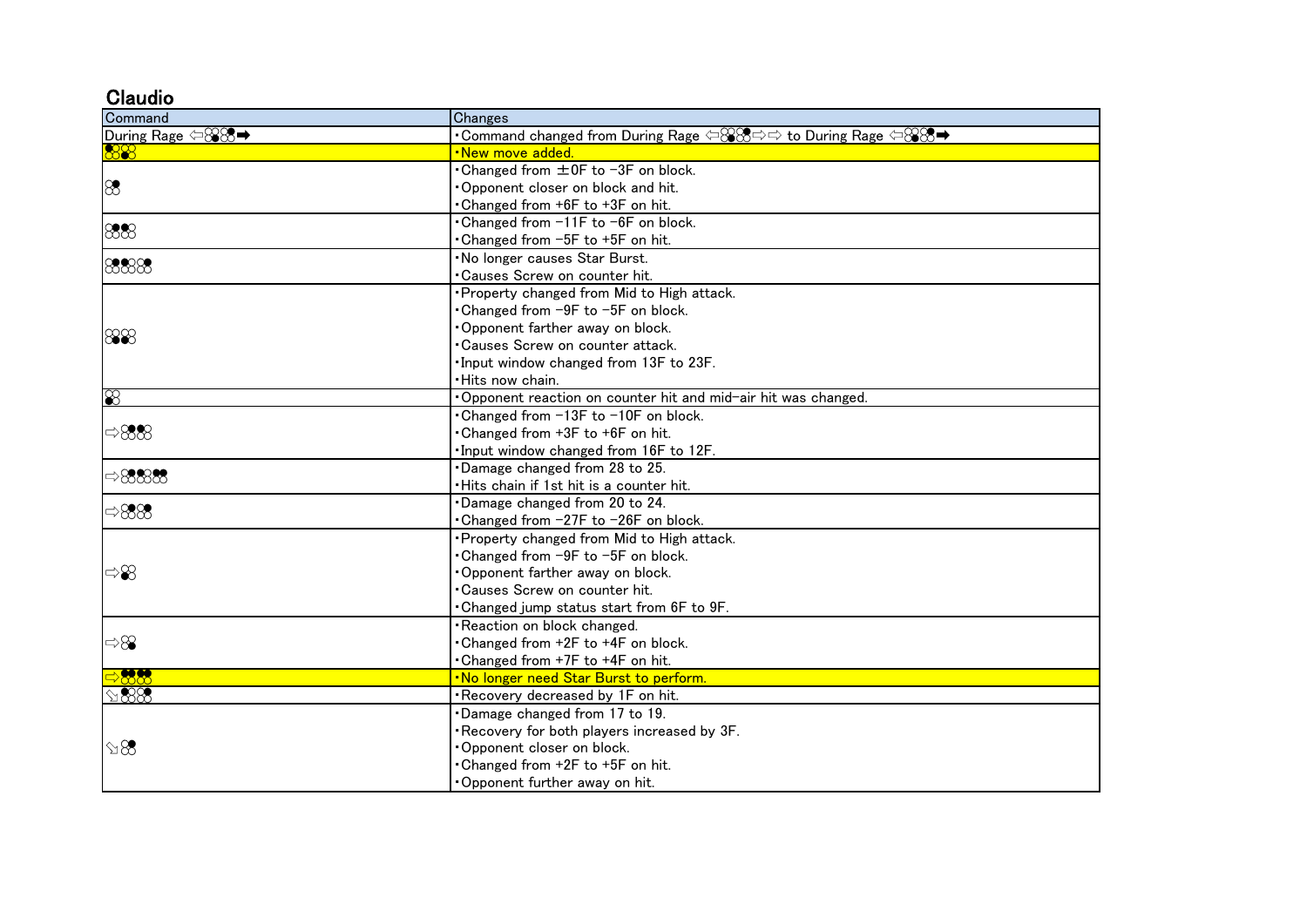## Claudio

| Command | Changes |
|---|---|
| During Rage ⇦ⒸⒸ➡ | ・Command changed from During Rage ⇦ⒸⒸ⇨⇨ to During Rage ⇦ⒸⒸ➡ |
| ⒸⒸ | ・New move added. |
| Ⓒ | ・Changed from ±0F to −3F on block.<br>・Opponent closer on block and hit.<br>・Changed from +6F to +3F on hit. |
| ⒸⒸ | ・Changed from −11F to −6F on block.<br>・Changed from −5F to +5F on hit. |
| ⒸⒸⒸ | ・No longer causes Star Burst.<br>・Causes Screw on counter hit. |
| ⒸⒸ | ・Property changed from Mid to High attack.<br>・Changed from −9F to −5F on block.<br>・Opponent farther away on block.<br>・Causes Screw on counter attack.<br>・Input window changed from 13F to 23F.<br>・Hits now chain. |
| Ⓒ | ・Opponent reaction on counter hit and mid-air hit was changed. |
| ⇨ⒸⒸ | ・Changed from −13F to −10F on block.<br>・Changed from +3F to +6F on hit.<br>・Input window changed from 16F to 12F. |
| ⇨ⒸⒸⒸ | ・Damage changed from 28 to 25.<br>・Hits chain if 1st hit is a counter hit. |
| ⇨ⒸⒸ | ・Damage changed from 20 to 24.<br>・Changed from −27F to −26F on block. |
| ⇨Ⓒ | ・Property changed from Mid to High attack.<br>・Changed from −9F to −5F on block.<br>・Opponent farther away on block.<br>・Causes Screw on counter hit.<br>・Changed jump status start from 6F to 9F. |
| ⇨Ⓒ | ・Reaction on block changed.<br>・Changed from +2F to +4F on block.<br>・Changed from +7F to +4F on hit. |
| ⇨ⒸⒸ | ・No longer need Star Burst to perform. |
| ⬂ⒸⒸ | ・Recovery decreased by 1F on hit. |
| ⬂Ⓒ | ・Damage changed from 17 to 19.<br>・Recovery for both players increased by 3F.<br>・Opponent closer on block.<br>・Changed from +2F to +5F on hit.<br>・Opponent further away on hit. |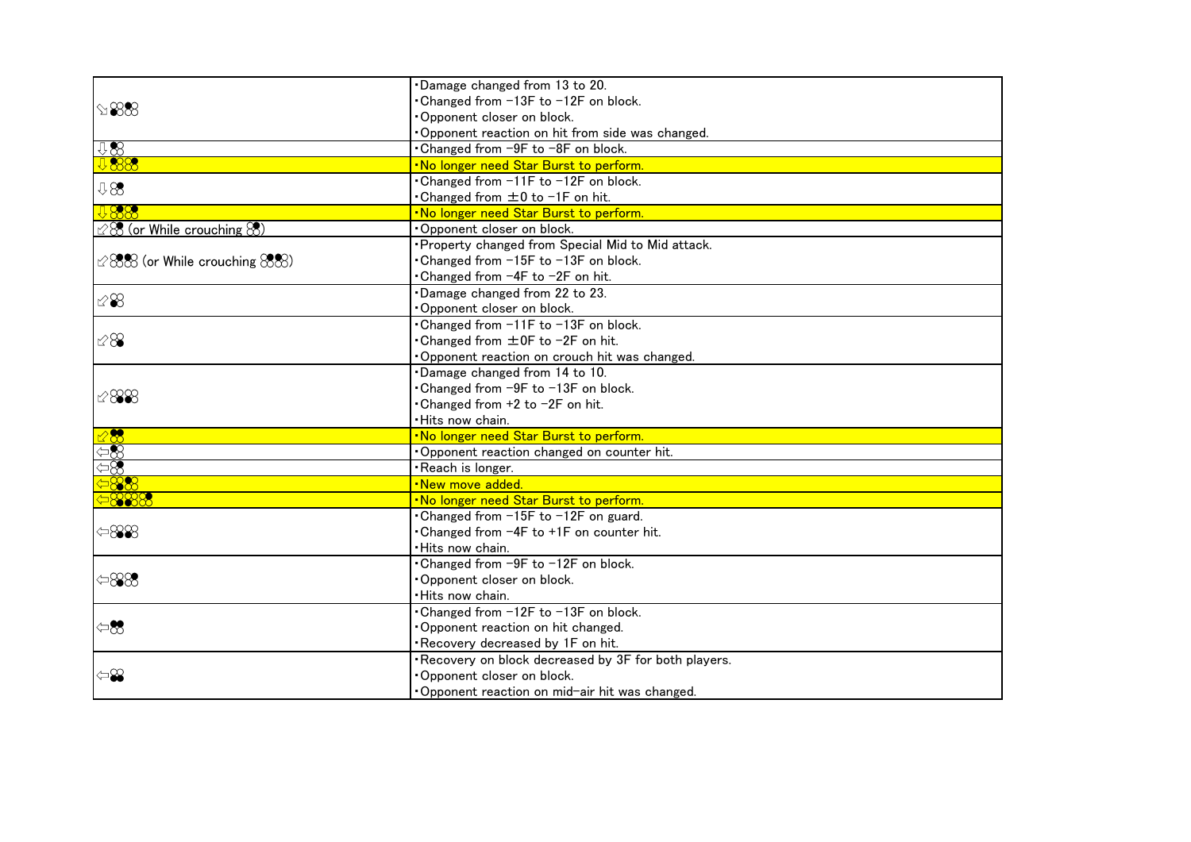| Command | Changes |
| --- | --- |
| ↘ 3, 2 | ・Damage changed from 13 to 20.<br>・Changed from −13F to −12F on block.<br>・Opponent closer on block.<br>・Opponent reaction on hit from side was changed. |
| ⇩ 2 | ・Changed from −9F to −8F on block. |
| ⇩ 2, 4 | ・No longer need Star Burst to perform. |
| ⇩ 4 | ・Changed from −11F to −12F on block.<br>・Changed from ±0 to −1F on hit. |
| ⇩ 4, 4 | ・No longer need Star Burst to perform. |
| ⬃ 2 (or While crouching 2) | ・Opponent closer on block. |
| ⬃ 3, 2, 1 (or While crouching 3, 2, 1) | ・Property changed from Special Mid to Mid attack.<br>・Changed from −15F to −13F on block.<br>・Changed from −4F to −2F on hit. |
| ⬃ 3 | ・Damage changed from 22 to 23.<br>・Opponent closer on block. |
| ⬃ 4 | ・Changed from −11F to −13F on block.<br>・Changed from ±0F to −2F on hit.<br>・Opponent reaction on crouch hit was changed. |
| ⬃ 4, 3, 4 | ・Damage changed from 14 to 10.<br>・Changed from −9F to −13F on block.<br>・Changed from +2 to −2F on hit.<br>・Hits now chain. |
| ⬃ 1+2 | ・No longer need Star Burst to perform. |
| ⇦ 1 | ・Opponent reaction changed on counter hit. |
| ⇦ 2 | ・Reach is longer. |
| ⇦ 2, 3 | ・New move added. |
| ⇦ 2, 3, 1, 2 | ・No longer need Star Burst to perform. |
| ⇦ 1, 3, 4 | ・Changed from −15F to −12F on guard.<br>・Changed from −4F to +1F on counter hit.<br>・Hits now chain. |
| ⇦ 1, 4, 2 | ・Changed from −9F to −12F on block.<br>・Opponent closer on block.<br>・Hits now chain. |
| ⇦ 1+2 | ・Changed from −12F to −13F on block.<br>・Opponent reaction on hit changed.<br>・Recovery decreased by 1F on hit. |
| ⇦ 3+4 | ・Recovery on block decreased by 3F for both players.<br>・Opponent closer on block.<br>・Opponent reaction on mid-air hit was changed. |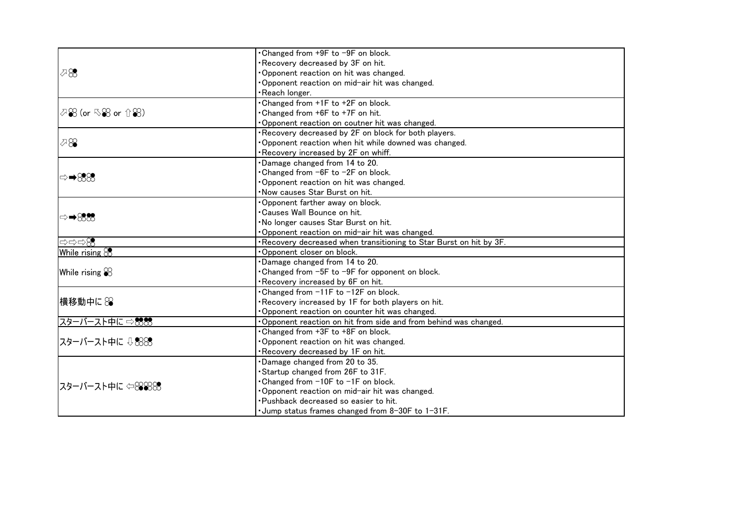| | |
|---|---|
| ⬀⁸⁸ | ・Changed from +9F to −9F on block.<br>・Recovery decreased by 3F on hit.<br>・Opponent reaction on hit was changed.<br>・Opponent reaction on mid-air hit was changed.<br>・Reach longer. |
| ⬀⁸⁸ (or ⬂⁸⁸ or ⇧⁸⁸) | ・Changed from +1F to +2F on block.<br>・Changed from +6F to +7F on hit.<br>・Opponent reaction on coutner hit was changed. |
| ⬀⁸⁸ | ・Recovery decreased by 2F on block for both players.<br>・Opponent reaction when hit while downed was changed.<br>・Recovery increased by 2F on whiff. |
| ⇨➡⁸⁸⁸⁸ | ・Damage changed from 14 to 20.<br>・Changed from −6F to −2F on block.<br>・Opponent reaction on hit was changed.<br>・Now causes Star Burst on hit. |
| ⇨➡⁸⁸⁸⁸ | ・Opponent farther away on block.<br>・Causes Wall Bounce on hit.<br>・No longer causes Star Burst on hit.<br>・Opponent reaction on mid-air hit was changed. |
| ⇨⇨⇨⁸⁸ | ・Recovery decreased when transitioning to Star Burst on hit by 3F. |
| While rising ⁸⁸ | ・Opponent closer on block. |
| While rising ⁸⁸ | ・Damage changed from 14 to 20.<br>・Changed from −5F to −9F for opponent on block.<br>・Recovery increased by 6F on hit. |
| 横移動中に ⁸⁸ | ・Changed from −11F to −12F on block.<br>・Recovery increased by 1F for both players on hit.<br>・Opponent reaction on counter hit was changed. |
| スターバースト中に ⇨⁸⁸⁸⁸ | ・Opponent reaction on hit from side and from behind was changed. |
| スターバースト中に ⇩⁸⁸⁸⁸ | ・Changed from +3F to +8F on block.<br>・Opponent reaction on hit was changed.<br>・Recovery decreased by 1F on hit. |
| スターバースト中に ⇦⁸⁸⁸⁸⁸⁸ | ・Damage changed from 20 to 35.<br>・Startup changed from 26F to 31F.<br>・Changed from −10F to −1F on block.<br>・Opponent reaction on mid-air hit was changed.<br>・Pushback decreased so easier to hit.<br>・Jump status frames changed from 8-30F to 1-31F. |